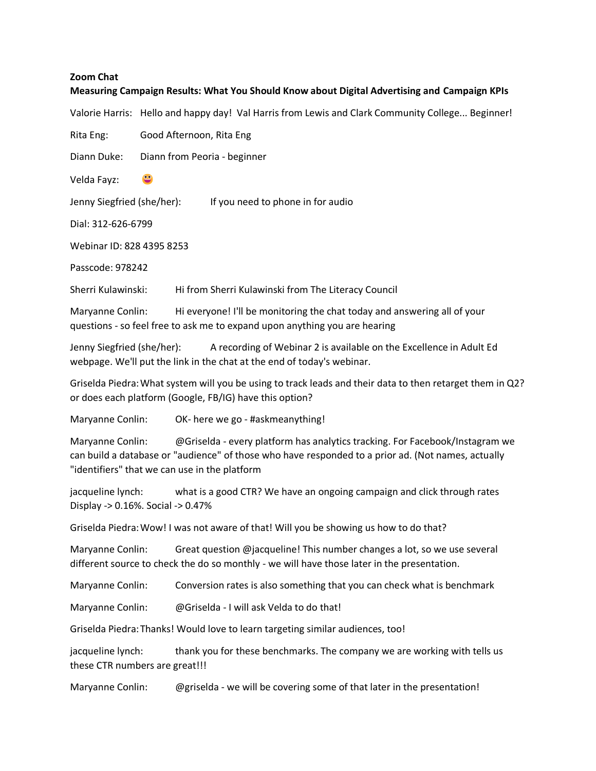**Zoom Chat**

**Measuring Campaign Results: What You Should Know about Digital Advertising and Campaign KPIs**

Valorie Harris: Hello and happy day! Val Harris from Lewis and Clark Community College... Beginner!

Rita Eng: Good Afternoon, Rita Eng

Diann Duke: Diann from Peoria - beginner

Velda Fayz: 😛

Jenny Siegfried (she/her): If you need to phone in for audio

Dial: 312-626-6799

Webinar ID: 828 4395 8253

Passcode: 978242

Sherri Kulawinski: Hi from Sherri Kulawinski from The Literacy Council

Maryanne Conlin: Hi everyone! I'll be monitoring the chat today and answering all of your questions - so feel free to ask me to expand upon anything you are hearing

Jenny Siegfried (she/her): A recording of Webinar 2 is available on the Excellence in Adult Ed webpage. We'll put the link in the chat at the end of today's webinar.

Griselda Piedra: What system will you be using to track leads and their data to then retarget them in Q2? or does each platform (Google, FB/IG) have this option?

Maryanne Conlin: OK- here we go - #askmeanything!

Maryanne Conlin: @Griselda - every platform has analytics tracking. For Facebook/Instagram we can build a database or "audience" of those who have responded to a prior ad. (Not names, actually "identifiers" that we can use in the platform

jacqueline lynch: what is a good CTR? We have an ongoing campaign and click through rates Display -> 0.16%. Social -> 0.47%

Griselda Piedra: Wow! I was not aware of that! Will you be showing us how to do that?

Maryanne Conlin: Great question @jacqueline! This number changes a lot, so we use several different source to check the do so monthly - we will have those later in the presentation.

Maryanne Conlin: Conversion rates is also something that you can check what is benchmark

Maryanne Conlin: @Griselda - I will ask Velda to do that!

Griselda Piedra: Thanks! Would love to learn targeting similar audiences, too!

jacqueline lynch: thank you for these benchmarks. The company we are working with tells us these CTR numbers are great!!!

Maryanne Conlin: @griselda - we will be covering some of that later in the presentation!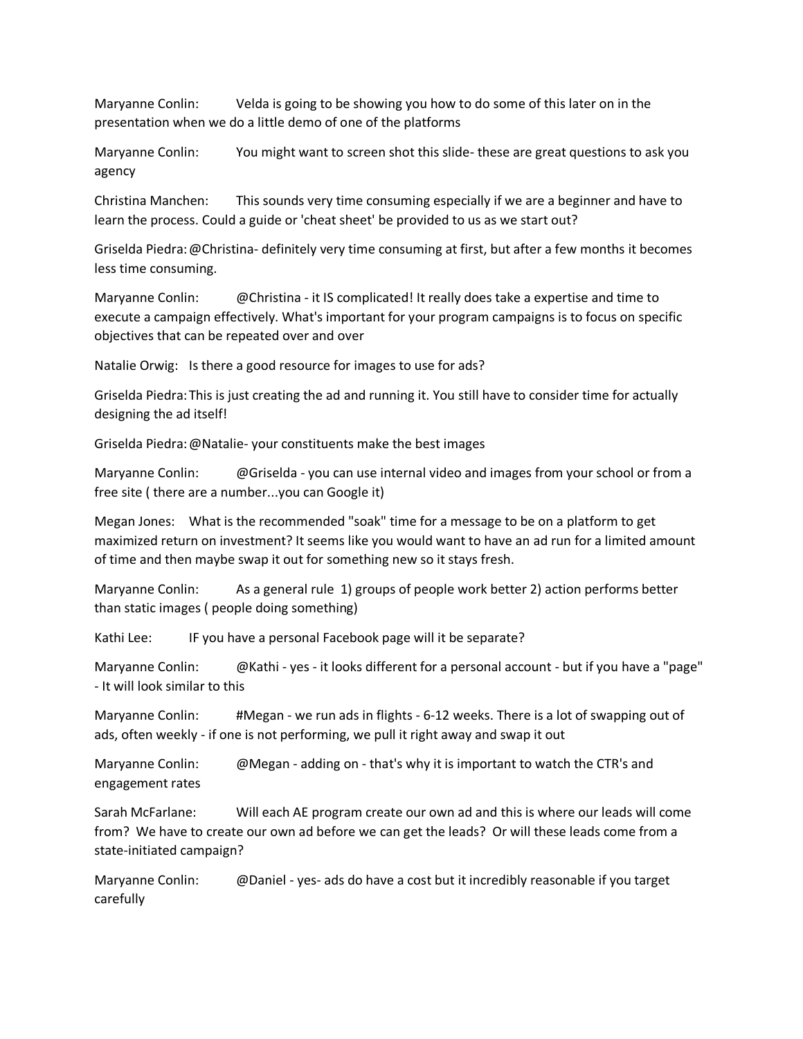Maryanne Conlin: Velda is going to be showing you how to do some of this later on in the presentation when we do a little demo of one of the platforms

Maryanne Conlin: You might want to screen shot this slide- these are great questions to ask you agency

Christina Manchen: This sounds very time consuming especially if we are a beginner and have to learn the process. Could a guide or 'cheat sheet' be provided to us as we start out?

Griselda Piedra: @Christina- definitely very time consuming at first, but after a few months it becomes less time consuming.

Maryanne Conlin: @Christina - it IS complicated! It really does take a expertise and time to execute a campaign effectively. What's important for your program campaigns is to focus on specific objectives that can be repeated over and over

Natalie Orwig: Is there a good resource for images to use for ads?

Griselda Piedra: This is just creating the ad and running it. You still have to consider time for actually designing the ad itself!

Griselda Piedra: @Natalie- your constituents make the best images

Maryanne Conlin: @Griselda - you can use internal video and images from your school or from a free site ( there are a number...you can Google it)

Megan Jones: What is the recommended "soak" time for a message to be on a platform to get maximized return on investment? It seems like you would want to have an ad run for a limited amount of time and then maybe swap it out for something new so it stays fresh.

Maryanne Conlin: As a general rule 1) groups of people work better 2) action performs better than static images ( people doing something)

Kathi Lee: IF you have a personal Facebook page will it be separate?

Maryanne Conlin: @Kathi - yes - it looks different for a personal account - but if you have a "page" - It will look similar to this

Maryanne Conlin: #Megan - we run ads in flights - 6-12 weeks. There is a lot of swapping out of ads, often weekly - if one is not performing, we pull it right away and swap it out

Maryanne Conlin: @Megan - adding on - that's why it is important to watch the CTR's and engagement rates

Sarah McFarlane: Will each AE program create our own ad and this is where our leads will come from? We have to create our own ad before we can get the leads? Or will these leads come from a state-initiated campaign?

Maryanne Conlin: @Daniel - yes- ads do have a cost but it incredibly reasonable if you target carefully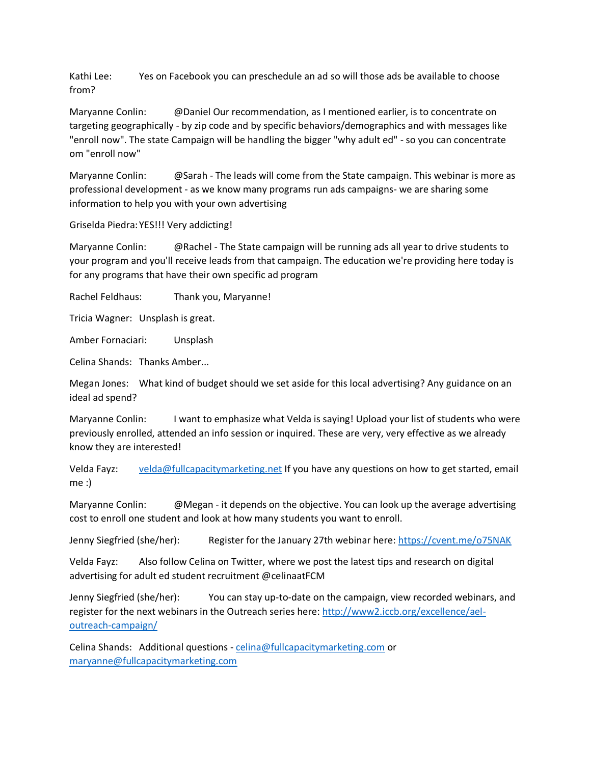Kathi Lee: Yes on Facebook you can preschedule an ad so will those ads be available to choose from?

Maryanne Conlin: @Daniel Our recommendation, as I mentioned earlier, is to concentrate on targeting geographically - by zip code and by specific behaviors/demographics and with messages like "enroll now". The state Campaign will be handling the bigger "why adult ed" - so you can concentrate om "enroll now"

Maryanne Conlin: @Sarah - The leads will come from the State campaign. This webinar is more as professional development - as we know many programs run ads campaigns- we are sharing some information to help you with your own advertising

Griselda Piedra: YES!!! Very addicting!

Maryanne Conlin: @Rachel - The State campaign will be running ads all year to drive students to your program and you'll receive leads from that campaign. The education we're providing here today is for any programs that have their own specific ad program

Rachel Feldhaus: Thank you, Maryanne!

Tricia Wagner: Unsplash is great.

Amber Fornaciari: Unsplash

Celina Shands: Thanks Amber...

Megan Jones: What kind of budget should we set aside for this local advertising? Any guidance on an ideal ad spend?

Maryanne Conlin: I want to emphasize what Velda is saying! Upload your list of students who were previously enrolled, attended an info session or inquired. These are very, very effective as we already know they are interested!

Velda Fayz: [velda@fullcapacitymarketing.net](mailto:velda@fullcapacitymarketing.net) If you have any questions on how to get started, email me :)

Maryanne Conlin: @Megan - it depends on the objective. You can look up the average advertising cost to enroll one student and look at how many students you want to enroll.

Jenny Siegfried (she/her): Register for the January 27th webinar here: [https://cvent.me/o75NAK](https://cvent.me/o75NAK)

Velda Fayz: Also follow Celina on Twitter, where we post the latest tips and research on digital advertising for adult ed student recruitment @celinaatFCM

Jenny Siegfried (she/her): You can stay up-to-date on the campaign, view recorded webinars, and register for the next webinars in the Outreach series here: [http://www2.iccb.org/excellence/ael-outreach-campaign/](http://www2.iccb.org/excellence/ael-outreach-campaign/)

Celina Shands: Additional questions - [celina@fullcapacitymarketing.com](mailto:celina@fullcapacitymarketing.com) or [maryanne@fullcapacitymarketing.com](mailto:maryanne@fullcapacitymarketing.com)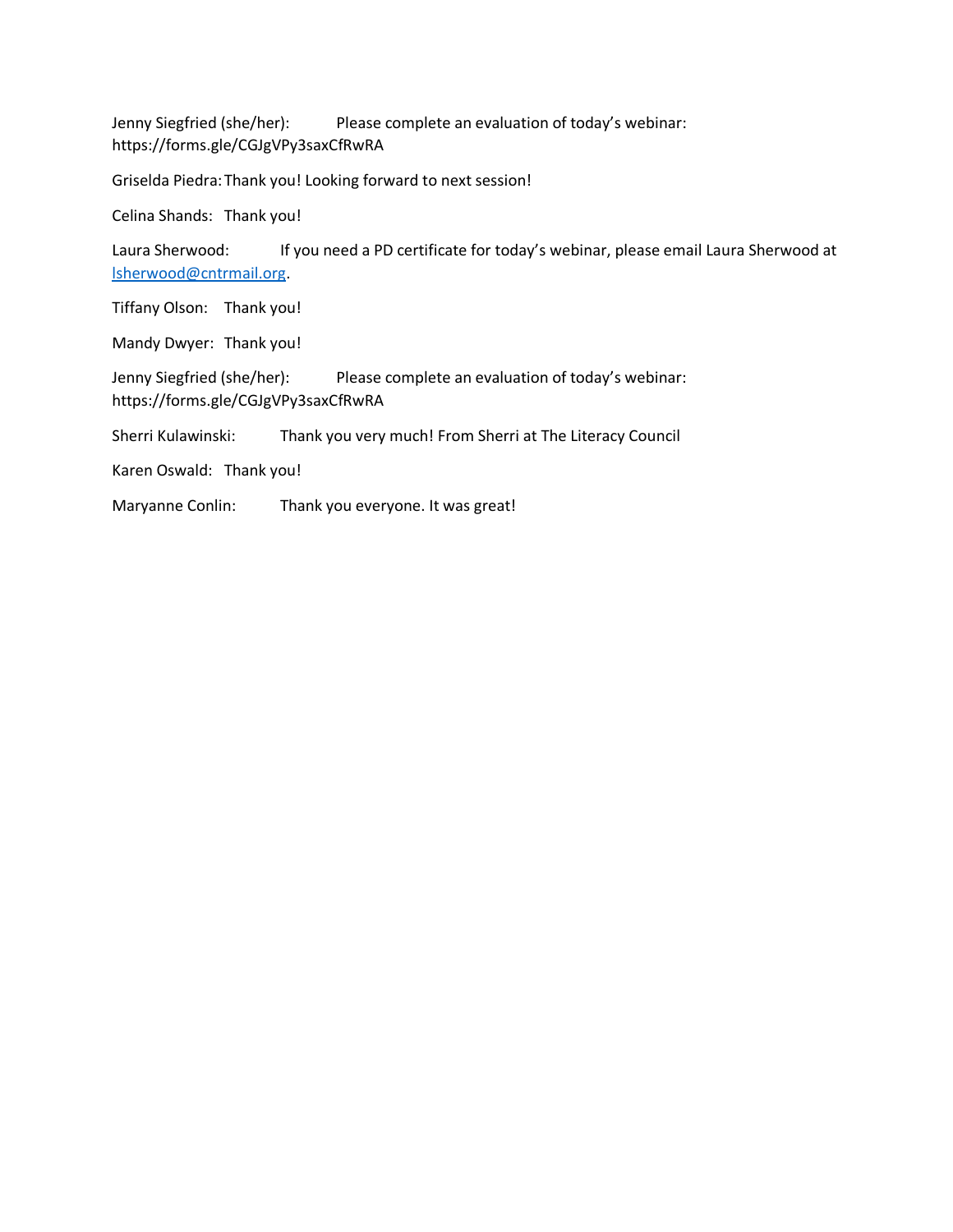Jenny Siegfried (she/her): Please complete an evaluation of today's webinar: https://forms.gle/CGJgVPy3saxCfRwRA

Griselda Piedra: Thank you! Looking forward to next session!

Celina Shands: Thank you!

Laura Sherwood: If you need a PD certificate for today's webinar, please email Laura Sherwood at lsherwood@cntrmail.org.

Tiffany Olson: Thank you!

Mandy Dwyer: Thank you!

Jenny Siegfried (she/her): Please complete an evaluation of today's webinar: https://forms.gle/CGJgVPy3saxCfRwRA

Sherri Kulawinski: Thank you very much! From Sherri at The Literacy Council

Karen Oswald: Thank you!

Maryanne Conlin: Thank you everyone. It was great!